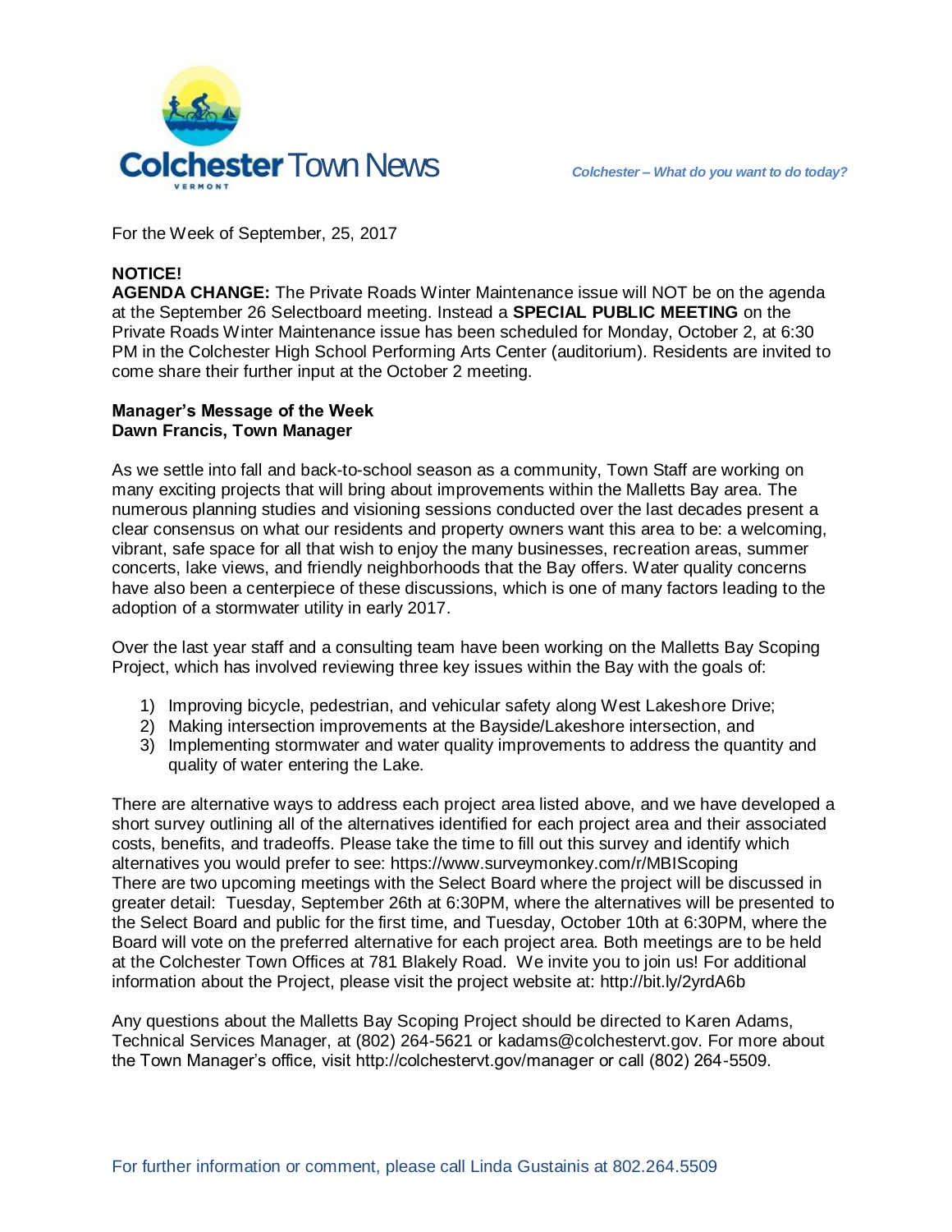# Colchester Town News

*Colchester – What do you want to do today?*

For the Week of September, 25, 2017

**NOTICE!**
**AGENDA CHANGE:** The Private Roads Winter Maintenance issue will NOT be on the agenda at the September 26 Selectboard meeting. Instead a **SPECIAL PUBLIC MEETING** on the Private Roads Winter Maintenance issue has been scheduled for Monday, October 2, at 6:30 PM in the Colchester High School Performing Arts Center (auditorium). Residents are invited to come share their further input at the October 2 meeting.

**Manager's Message of the Week**
**Dawn Francis, Town Manager**

As we settle into fall and back-to-school season as a community, Town Staff are working on many exciting projects that will bring about improvements within the Malletts Bay area. The numerous planning studies and visioning sessions conducted over the last decades present a clear consensus on what our residents and property owners want this area to be: a welcoming, vibrant, safe space for all that wish to enjoy the many businesses, recreation areas, summer concerts, lake views, and friendly neighborhoods that the Bay offers. Water quality concerns have also been a centerpiece of these discussions, which is one of many factors leading to the adoption of a stormwater utility in early 2017.

Over the last year staff and a consulting team have been working on the Malletts Bay Scoping Project, which has involved reviewing three key issues within the Bay with the goals of:

1) Improving bicycle, pedestrian, and vehicular safety along West Lakeshore Drive;
2) Making intersection improvements at the Bayside/Lakeshore intersection, and
3) Implementing stormwater and water quality improvements to address the quantity and quality of water entering the Lake.

There are alternative ways to address each project area listed above, and we have developed a short survey outlining all of the alternatives identified for each project area and their associated costs, benefits, and tradeoffs. Please take the time to fill out this survey and identify which alternatives you would prefer to see: https://www.surveymonkey.com/r/MBIScoping
There are two upcoming meetings with the Select Board where the project will be discussed in greater detail: Tuesday, September 26th at 6:30PM, where the alternatives will be presented to the Select Board and public for the first time, and Tuesday, October 10th at 6:30PM, where the Board will vote on the preferred alternative for each project area. Both meetings are to be held at the Colchester Town Offices at 781 Blakely Road. We invite you to join us! For additional information about the Project, please visit the project website at: http://bit.ly/2yrdA6b

Any questions about the Malletts Bay Scoping Project should be directed to Karen Adams, Technical Services Manager, at (802) 264-5621 or kadams@colchestervt.gov. For more about the Town Manager's office, visit http://colchestervt.gov/manager or call (802) 264-5509.

For further information or comment, please call Linda Gustainis at 802.264.5509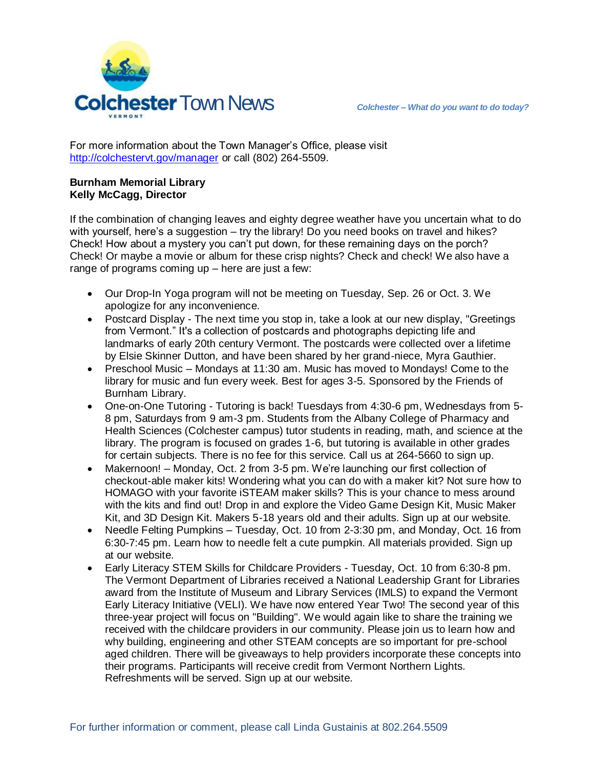For more information about the Town Manager's Office, please visit http://colchestervt.gov/manager or call (802) 264-5509.

**Burnham Memorial Library**
**Kelly McCagg, Director**

If the combination of changing leaves and eighty degree weather have you uncertain what to do with yourself, here's a suggestion – try the library! Do you need books on travel and hikes? Check! How about a mystery you can't put down, for these remaining days on the porch? Check! Or maybe a movie or album for these crisp nights? Check and check! We also have a range of programs coming up – here are just a few:

- Our Drop-In Yoga program will not be meeting on Tuesday, Sep. 26 or Oct. 3. We apologize for any inconvenience.
- Postcard Display - The next time you stop in, take a look at our new display, "Greetings from Vermont." It's a collection of postcards and photographs depicting life and landmarks of early 20th century Vermont. The postcards were collected over a lifetime by Elsie Skinner Dutton, and have been shared by her grand-niece, Myra Gauthier.
- Preschool Music – Mondays at 11:30 am. Music has moved to Mondays! Come to the library for music and fun every week. Best for ages 3-5. Sponsored by the Friends of Burnham Library.
- One-on-One Tutoring - Tutoring is back! Tuesdays from 4:30-6 pm, Wednesdays from 5-8 pm, Saturdays from 9 am-3 pm. Students from the Albany College of Pharmacy and Health Sciences (Colchester campus) tutor students in reading, math, and science at the library. The program is focused on grades 1-6, but tutoring is available in other grades for certain subjects. There is no fee for this service. Call us at 264-5660 to sign up.
- Makernoon! – Monday, Oct. 2 from 3-5 pm. We're launching our first collection of checkout-able maker kits! Wondering what you can do with a maker kit? Not sure how to HOMAGO with your favorite iSTEAM maker skills? This is your chance to mess around with the kits and find out! Drop in and explore the Video Game Design Kit, Music Maker Kit, and 3D Design Kit. Makers 5-18 years old and their adults. Sign up at our website.
- Needle Felting Pumpkins – Tuesday, Oct. 10 from 2-3:30 pm, and Monday, Oct. 16 from 6:30-7:45 pm. Learn how to needle felt a cute pumpkin. All materials provided. Sign up at our website.
- Early Literacy STEM Skills for Childcare Providers - Tuesday, Oct. 10 from 6:30-8 pm. The Vermont Department of Libraries received a National Leadership Grant for Libraries award from the Institute of Museum and Library Services (IMLS) to expand the Vermont Early Literacy Initiative (VELI). We have now entered Year Two! The second year of this three-year project will focus on "Building". We would again like to share the training we received with the childcare providers in our community. Please join us to learn how and why building, engineering and other STEAM concepts are so important for pre-school aged children. There will be giveaways to help providers incorporate these concepts into their programs. Participants will receive credit from Vermont Northern Lights. Refreshments will be served. Sign up at our website.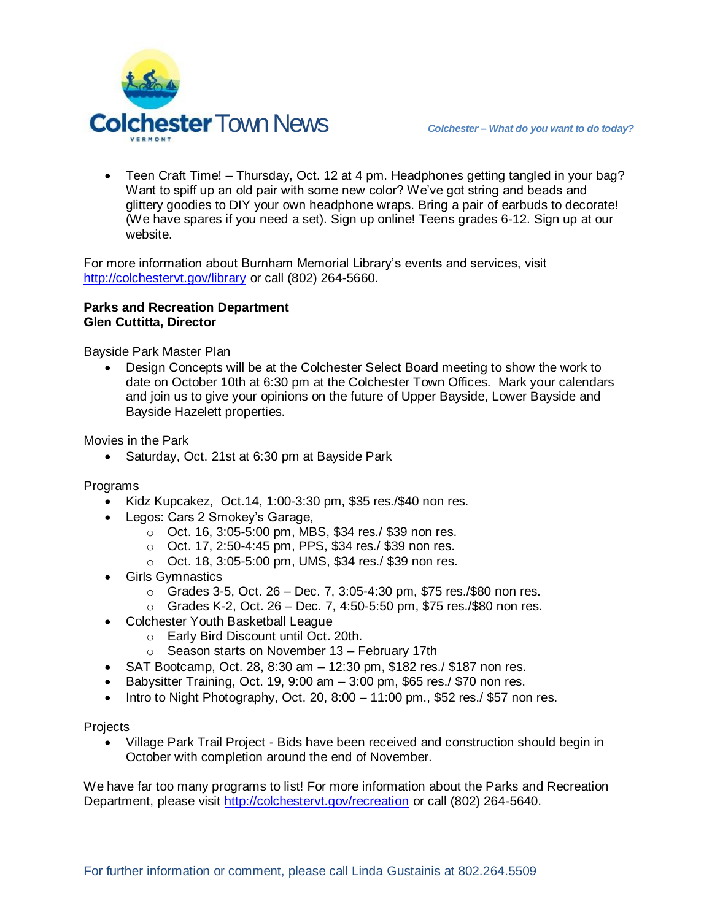- Teen Craft Time! – Thursday, Oct. 12 at 4 pm. Headphones getting tangled in your bag? Want to spiff up an old pair with some new color? We've got string and beads and glittery goodies to DIY your own headphone wraps. Bring a pair of earbuds to decorate! (We have spares if you need a set). Sign up online! Teens grades 6-12. Sign up at our website.

For more information about Burnham Memorial Library's events and services, visit http://colchestervt.gov/library or call (802) 264-5660.

**Parks and Recreation Department**
**Glen Cuttitta, Director**

Bayside Park Master Plan

- Design Concepts will be at the Colchester Select Board meeting to show the work to date on October 10th at 6:30 pm at the Colchester Town Offices. Mark your calendars and join us to give your opinions on the future of Upper Bayside, Lower Bayside and Bayside Hazelett properties.

Movies in the Park

- Saturday, Oct. 21st at 6:30 pm at Bayside Park

Programs

- Kidz Kupcakez, Oct.14, 1:00-3:30 pm, $35 res./$40 non res.
- Legos: Cars 2 Smokey's Garage,
  - Oct. 16, 3:05-5:00 pm, MBS, $34 res./ $39 non res.
  - Oct. 17, 2:50-4:45 pm, PPS, $34 res./ $39 non res.
  - Oct. 18, 3:05-5:00 pm, UMS, $34 res./ $39 non res.
- Girls Gymnastics
  - Grades 3-5, Oct. 26 – Dec. 7, 3:05-4:30 pm, $75 res./$80 non res.
  - Grades K-2, Oct. 26 – Dec. 7, 4:50-5:50 pm, $75 res./$80 non res.
- Colchester Youth Basketball League
  - Early Bird Discount until Oct. 20th.
  - Season starts on November 13 – February 17th
- SAT Bootcamp, Oct. 28, 8:30 am – 12:30 pm, $182 res./ $187 non res.
- Babysitter Training, Oct. 19, 9:00 am – 3:00 pm, $65 res./ $70 non res.
- Intro to Night Photography, Oct. 20, 8:00 – 11:00 pm., $52 res./ $57 non res.

Projects

- Village Park Trail Project - Bids have been received and construction should begin in October with completion around the end of November.

We have far too many programs to list! For more information about the Parks and Recreation Department, please visit http://colchestervt.gov/recreation or call (802) 264-5640.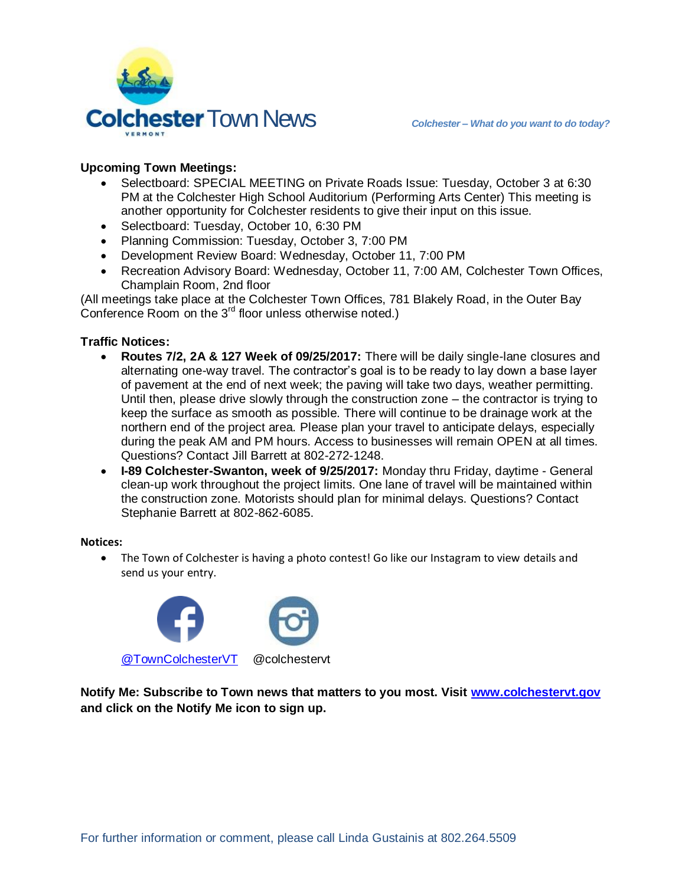# Colchester Town News

VERMONT

*Colchester – What do you want to do today?*

**Upcoming Town Meetings:**

- Selectboard: SPECIAL MEETING on Private Roads Issue: Tuesday, October 3 at 6:30 PM at the Colchester High School Auditorium (Performing Arts Center) This meeting is another opportunity for Colchester residents to give their input on this issue.
- Selectboard: Tuesday, October 10, 6:30 PM
- Planning Commission: Tuesday, October 3, 7:00 PM
- Development Review Board: Wednesday, October 11, 7:00 PM
- Recreation Advisory Board: Wednesday, October 11, 7:00 AM, Colchester Town Offices, Champlain Room, 2nd floor

(All meetings take place at the Colchester Town Offices, 781 Blakely Road, in the Outer Bay Conference Room on the 3rd floor unless otherwise noted.)

**Traffic Notices:**

- **Routes 7/2, 2A & 127 Week of 09/25/2017:** There will be daily single-lane closures and alternating one-way travel. The contractor's goal is to be ready to lay down a base layer of pavement at the end of next week; the paving will take two days, weather permitting. Until then, please drive slowly through the construction zone – the contractor is trying to keep the surface as smooth as possible. There will continue to be drainage work at the northern end of the project area. Please plan your travel to anticipate delays, especially during the peak AM and PM hours. Access to businesses will remain OPEN at all times. Questions? Contact Jill Barrett at 802-272-1248.
- **I-89 Colchester-Swanton, week of 9/25/2017:** Monday thru Friday, daytime - General clean-up work throughout the project limits. One lane of travel will be maintained within the construction zone. Motorists should plan for minimal delays. Questions? Contact Stephanie Barrett at 802-862-6085.

**Notices:**

- The Town of Colchester is having a photo contest! Go like our Instagram to view details and send us your entry.

@TownColchesterVT @colchestervt

**Notify Me: Subscribe to Town news that matters to you most. Visit www.colchestervt.gov and click on the Notify Me icon to sign up.**

For further information or comment, please call Linda Gustainis at 802.264.5509